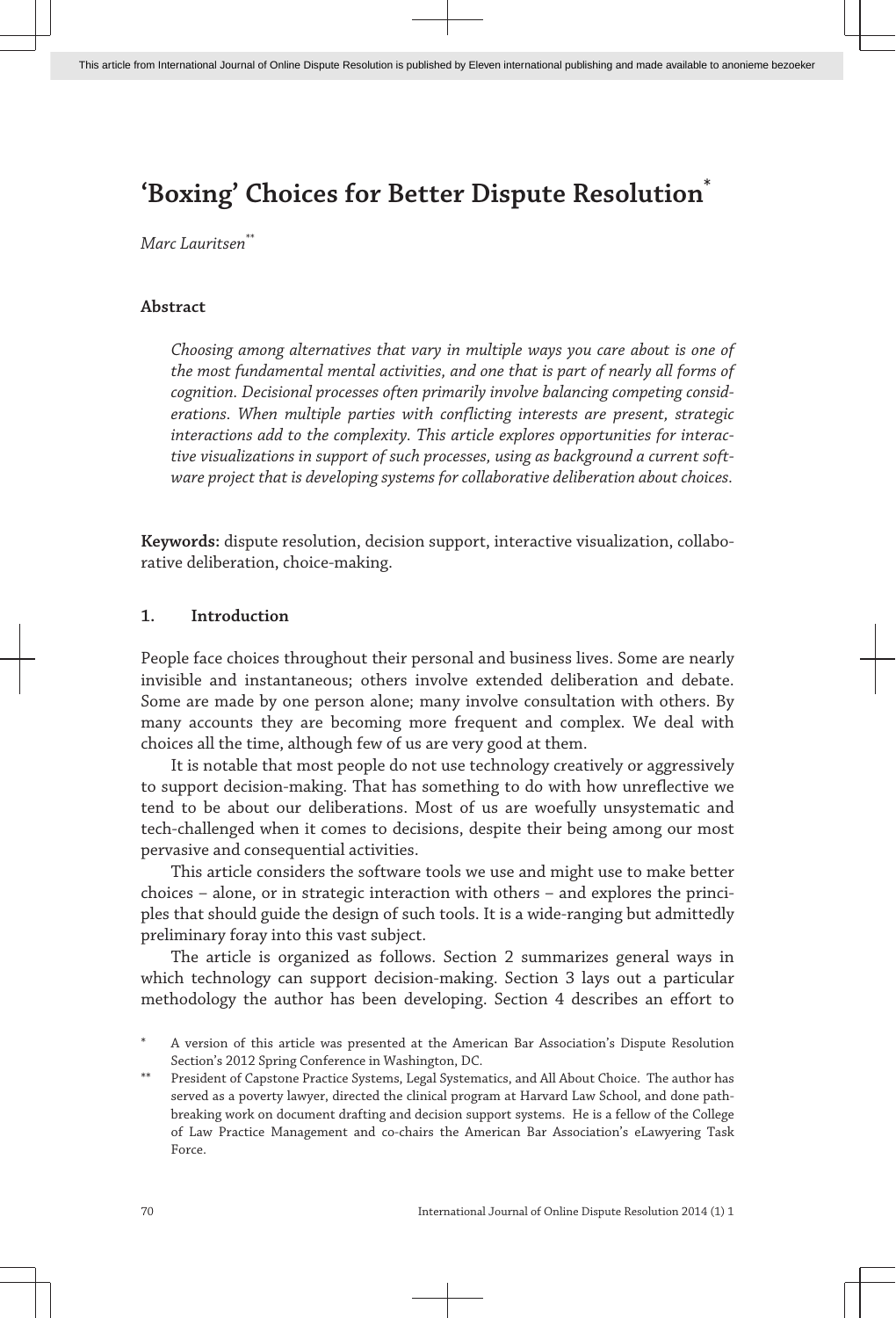# 'Boxing' Choices for Better Dispute Resolution[*]

*Marc Lauritsen*[**]

## Abstract

*Choosing among alternatives that vary in multiple ways you care about is one of the most fundamental mental activities, and one that is part of nearly all forms of cognition. Decisional processes often primarily involve balancing competing considerations. When multiple parties with conflicting interests are present, strategic interactions add to the complexity. This article explores opportunities for interactive visualizations in support of such processes, using as background a current software project that is developing systems for collaborative deliberation about choices.*

**Keywords:** dispute resolution, decision support, interactive visualization, collaborative deliberation, choice-making.

## 1. Introduction

People face choices throughout their personal and business lives. Some are nearly invisible and instantaneous; others involve extended deliberation and debate. Some are made by one person alone; many involve consultation with others. By many accounts they are becoming more frequent and complex. We deal with choices all the time, although few of us are very good at them.

It is notable that most people do not use technology creatively or aggressively to support decision-making. That has something to do with how unreflective we tend to be about our deliberations. Most of us are woefully unsystematic and tech-challenged when it comes to decisions, despite their being among our most pervasive and consequential activities.

This article considers the software tools we use and might use to make better choices – alone, or in strategic interaction with others – and explores the principles that should guide the design of such tools. It is a wide-ranging but admittedly preliminary foray into this vast subject.

The article is organized as follows. Section 2 summarizes general ways in which technology can support decision-making. Section 3 lays out a particular methodology the author has been developing. Section 4 describes an effort to

[*] A version of this article was presented at the American Bar Association's Dispute Resolution Section's 2012 Spring Conference in Washington, DC.

[**] President of Capstone Practice Systems, Legal Systematics, and All About Choice. The author has served as a poverty lawyer, directed the clinical program at Harvard Law School, and done path-breaking work on document drafting and decision support systems. He is a fellow of the College of Law Practice Management and co-chairs the American Bar Association's eLawyering Task Force.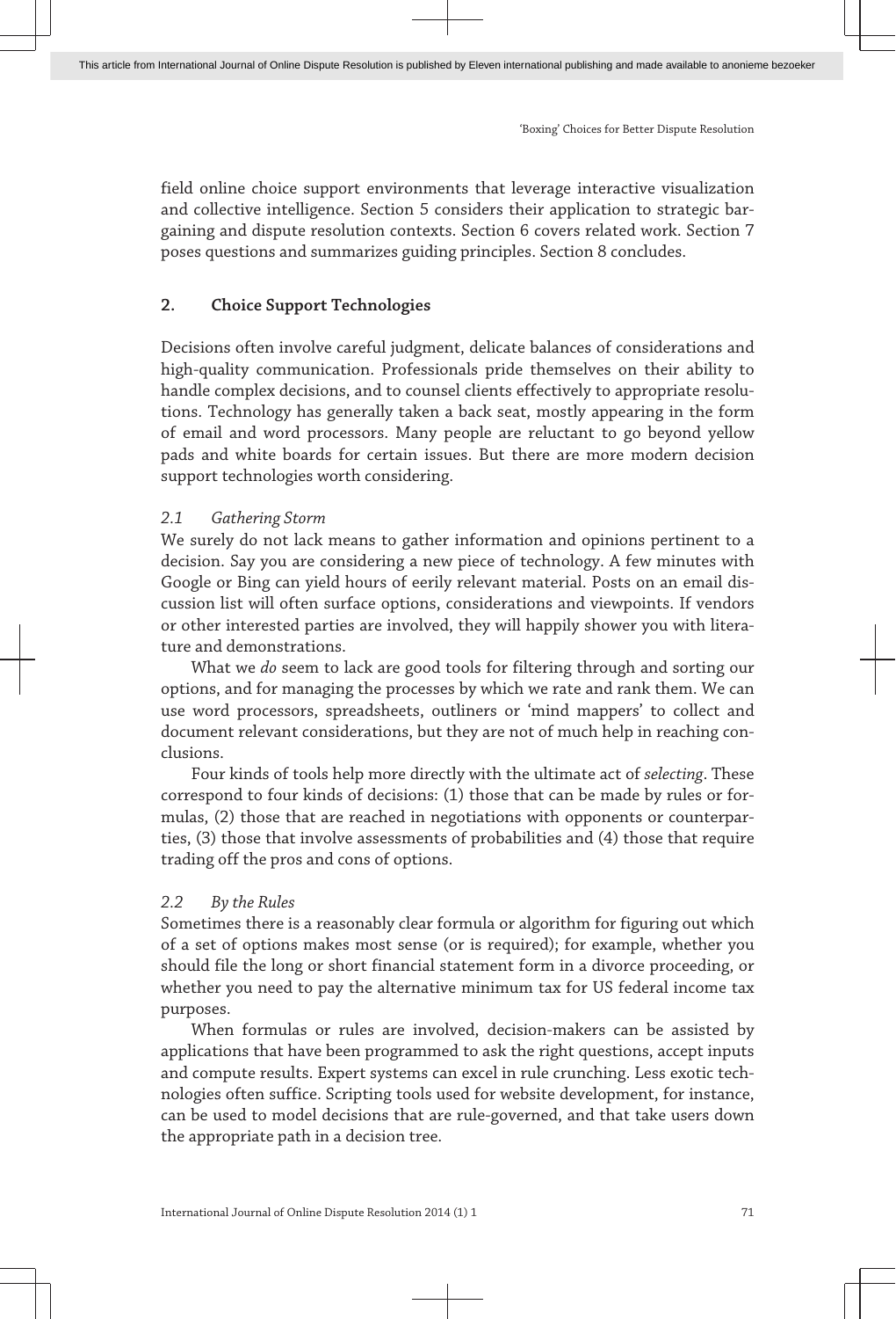field online choice support environments that leverage interactive visualization and collective intelligence. Section 5 considers their application to strategic bargaining and dispute resolution contexts. Section 6 covers related work. Section 7 poses questions and summarizes guiding principles. Section 8 concludes.

## 2. Choice Support Technologies

Decisions often involve careful judgment, delicate balances of considerations and high-quality communication. Professionals pride themselves on their ability to handle complex decisions, and to counsel clients effectively to appropriate resolutions. Technology has generally taken a back seat, mostly appearing in the form of email and word processors. Many people are reluctant to go beyond yellow pads and white boards for certain issues. But there are more modern decision support technologies worth considering.

### *2.1 Gathering Storm*

We surely do not lack means to gather information and opinions pertinent to a decision. Say you are considering a new piece of technology. A few minutes with Google or Bing can yield hours of eerily relevant material. Posts on an email discussion list will often surface options, considerations and viewpoints. If vendors or other interested parties are involved, they will happily shower you with literature and demonstrations.

What we *do* seem to lack are good tools for filtering through and sorting our options, and for managing the processes by which we rate and rank them. We can use word processors, spreadsheets, outliners or 'mind mappers' to collect and document relevant considerations, but they are not of much help in reaching conclusions.

Four kinds of tools help more directly with the ultimate act of *selecting*. These correspond to four kinds of decisions: (1) those that can be made by rules or formulas, (2) those that are reached in negotiations with opponents or counterparties, (3) those that involve assessments of probabilities and (4) those that require trading off the pros and cons of options.

### *2.2 By the Rules*

Sometimes there is a reasonably clear formula or algorithm for figuring out which of a set of options makes most sense (or is required); for example, whether you should file the long or short financial statement form in a divorce proceeding, or whether you need to pay the alternative minimum tax for US federal income tax purposes.

When formulas or rules are involved, decision-makers can be assisted by applications that have been programmed to ask the right questions, accept inputs and compute results. Expert systems can excel in rule crunching. Less exotic technologies often suffice. Scripting tools used for website development, for instance, can be used to model decisions that are rule-governed, and that take users down the appropriate path in a decision tree.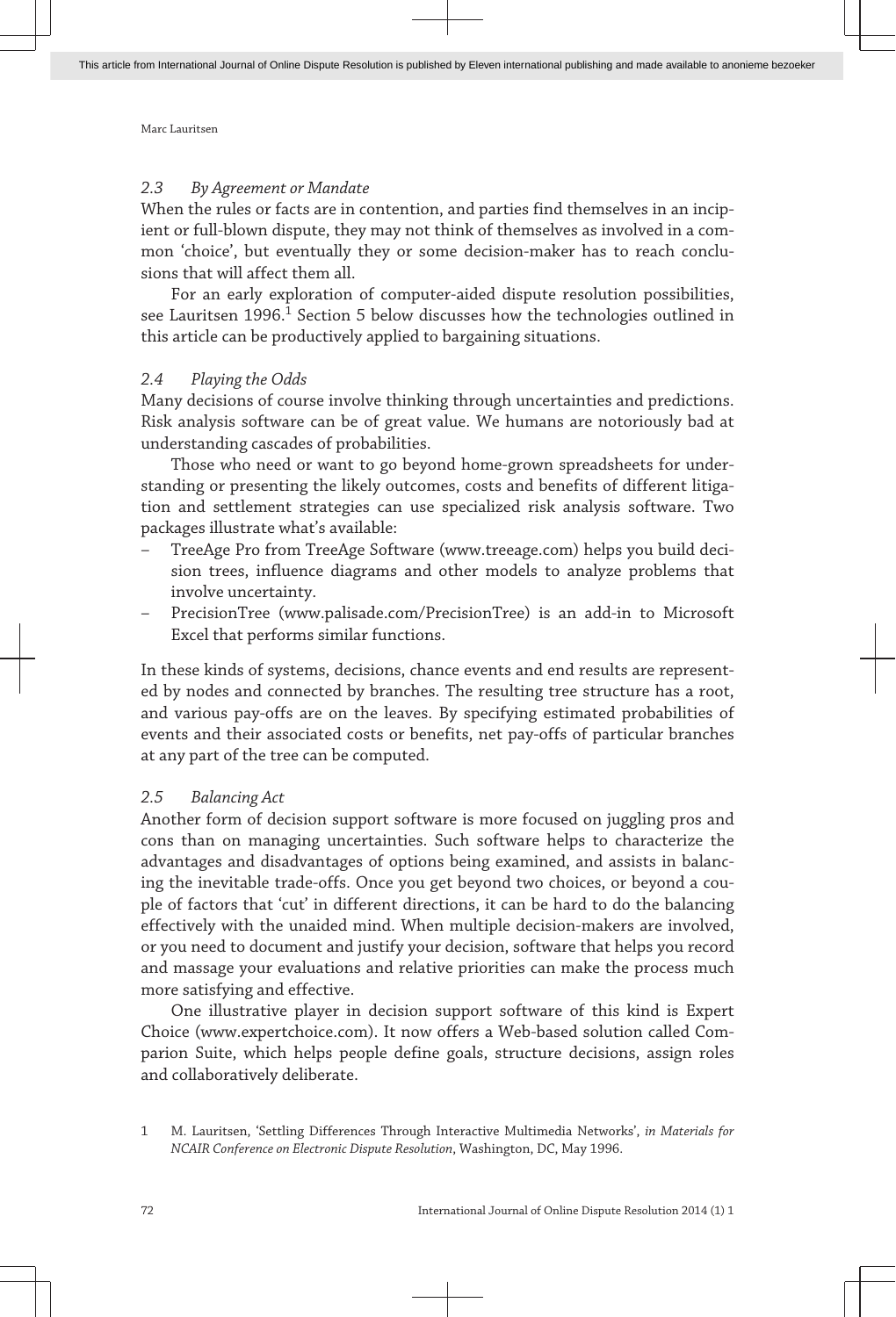### 2.3 By Agreement or Mandate

When the rules or facts are in contention, and parties find themselves in an incipient or full-blown dispute, they may not think of themselves as involved in a common 'choice', but eventually they or some decision-maker has to reach conclusions that will affect them all.

For an early exploration of computer-aided dispute resolution possibilities, see Lauritsen 1996.[1] Section 5 below discusses how the technologies outlined in this article can be productively applied to bargaining situations.

### 2.4 Playing the Odds

Many decisions of course involve thinking through uncertainties and predictions. Risk analysis software can be of great value. We humans are notoriously bad at understanding cascades of probabilities.

Those who need or want to go beyond home-grown spreadsheets for understanding or presenting the likely outcomes, costs and benefits of different litigation and settlement strategies can use specialized risk analysis software. Two packages illustrate what's available:

- TreeAge Pro from TreeAge Software (www.treeage.com) helps you build decision trees, influence diagrams and other models to analyze problems that involve uncertainty.
- PrecisionTree (www.palisade.com/PrecisionTree) is an add-in to Microsoft Excel that performs similar functions.

In these kinds of systems, decisions, chance events and end results are represented by nodes and connected by branches. The resulting tree structure has a root, and various pay-offs are on the leaves. By specifying estimated probabilities of events and their associated costs or benefits, net pay-offs of particular branches at any part of the tree can be computed.

### 2.5 Balancing Act

Another form of decision support software is more focused on juggling pros and cons than on managing uncertainties. Such software helps to characterize the advantages and disadvantages of options being examined, and assists in balancing the inevitable trade-offs. Once you get beyond two choices, or beyond a couple of factors that 'cut' in different directions, it can be hard to do the balancing effectively with the unaided mind. When multiple decision-makers are involved, or you need to document and justify your decision, software that helps you record and massage your evaluations and relative priorities can make the process much more satisfying and effective.

One illustrative player in decision support software of this kind is Expert Choice (www.expertchoice.com). It now offers a Web-based solution called Comparion Suite, which helps people define goals, structure decisions, assign roles and collaboratively deliberate.

1 M. Lauritsen, 'Settling Differences Through Interactive Multimedia Networks', *in Materials for NCAIR Conference on Electronic Dispute Resolution*, Washington, DC, May 1996.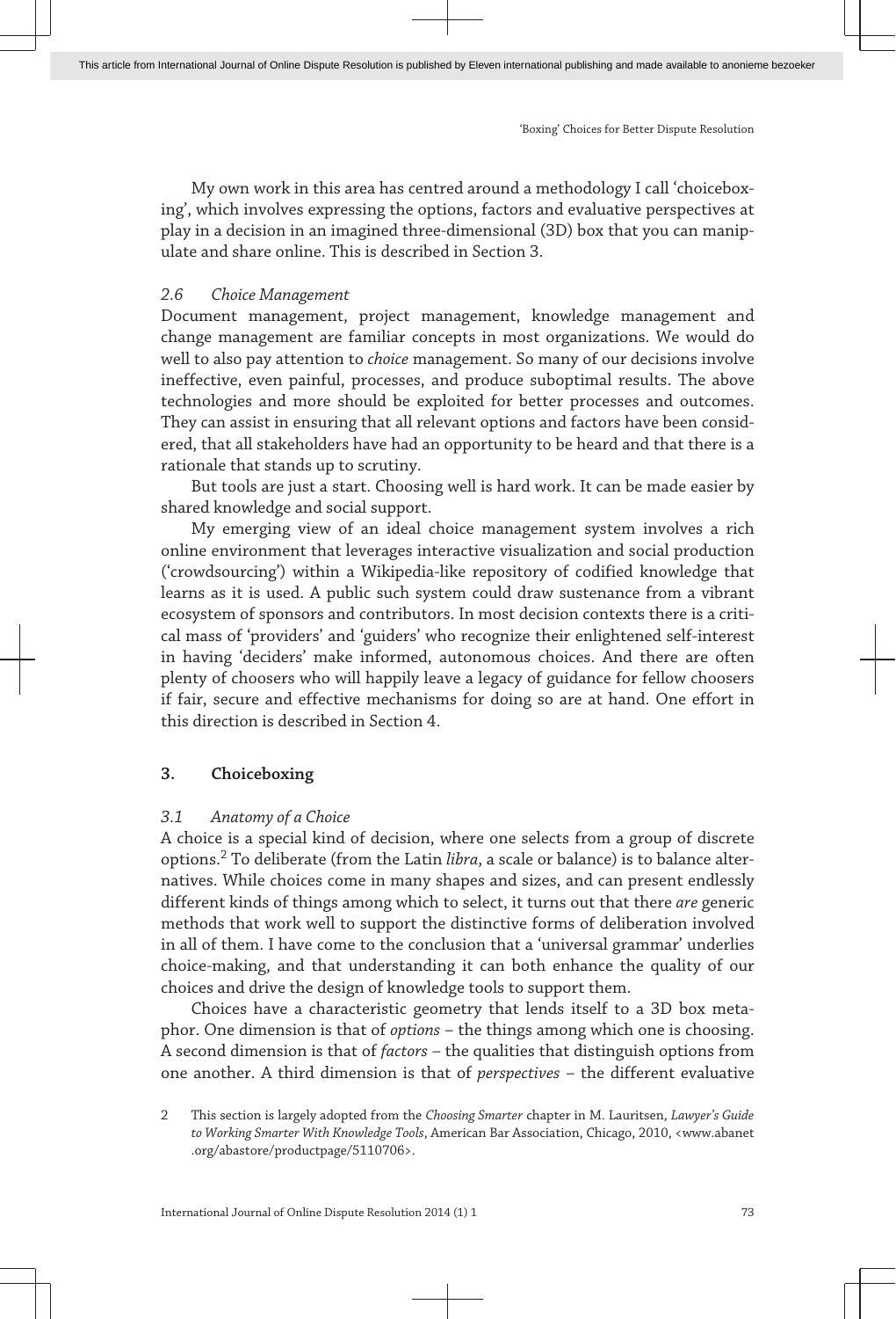My own work in this area has centred around a methodology I call 'choiceboxing', which involves expressing the options, factors and evaluative perspectives at play in a decision in an imagined three-dimensional (3D) box that you can manipulate and share online. This is described in Section 3.

### 2.6 Choice Management

Document management, project management, knowledge management and change management are familiar concepts in most organizations. We would do well to also pay attention to *choice* management. So many of our decisions involve ineffective, even painful, processes, and produce suboptimal results. The above technologies and more should be exploited for better processes and outcomes. They can assist in ensuring that all relevant options and factors have been considered, that all stakeholders have had an opportunity to be heard and that there is a rationale that stands up to scrutiny.

But tools are just a start. Choosing well is hard work. It can be made easier by shared knowledge and social support.

My emerging view of an ideal choice management system involves a rich online environment that leverages interactive visualization and social production ('crowdsourcing') within a Wikipedia-like repository of codified knowledge that learns as it is used. A public such system could draw sustenance from a vibrant ecosystem of sponsors and contributors. In most decision contexts there is a critical mass of 'providers' and 'guiders' who recognize their enlightened self-interest in having 'deciders' make informed, autonomous choices. And there are often plenty of choosers who will happily leave a legacy of guidance for fellow choosers if fair, secure and effective mechanisms for doing so are at hand. One effort in this direction is described in Section 4.

## 3. Choiceboxing

### 3.1 Anatomy of a Choice

A choice is a special kind of decision, where one selects from a group of discrete options.[2] To deliberate (from the Latin *libra*, a scale or balance) is to balance alternatives. While choices come in many shapes and sizes, and can present endlessly different kinds of things among which to select, it turns out that there *are* generic methods that work well to support the distinctive forms of deliberation involved in all of them. I have come to the conclusion that a 'universal grammar' underlies choice-making, and that understanding it can both enhance the quality of our choices and drive the design of knowledge tools to support them.

Choices have a characteristic geometry that lends itself to a 3D box metaphor. One dimension is that of *options* – the things among which one is choosing. A second dimension is that of *factors* – the qualities that distinguish options from one another. A third dimension is that of *perspectives* – the different evaluative

2 This section is largely adopted from the *Choosing Smarter* chapter in M. Lauritsen, *Lawyer's Guide to Working Smarter With Knowledge Tools*, American Bar Association, Chicago, 2010, <www.abanet.org/abastore/productpage/5110706>.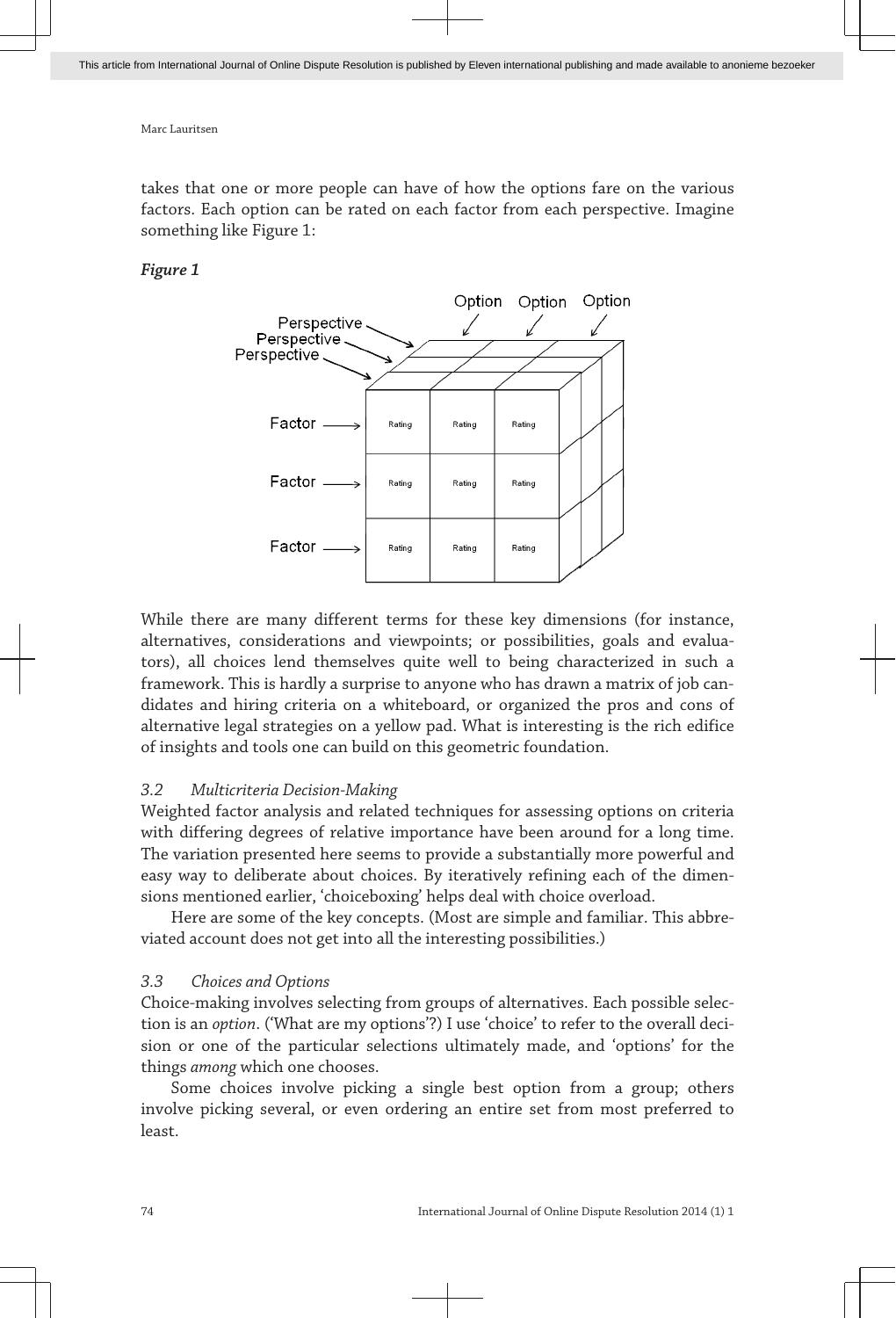takes that one or more people can have of how the options fare on the various factors. Each option can be rated on each factor from each perspective. Imagine something like Figure 1:

***Figure 1***

While there are many different terms for these key dimensions (for instance, alternatives, considerations and viewpoints; or possibilities, goals and evaluators), all choices lend themselves quite well to being characterized in such a framework. This is hardly a surprise to anyone who has drawn a matrix of job candidates and hiring criteria on a whiteboard, or organized the pros and cons of alternative legal strategies on a yellow pad. What is interesting is the rich edifice of insights and tools one can build on this geometric foundation.

### *3.2 Multicriteria Decision-Making*

Weighted factor analysis and related techniques for assessing options on criteria with differing degrees of relative importance have been around for a long time. The variation presented here seems to provide a substantially more powerful and easy way to deliberate about choices. By iteratively refining each of the dimensions mentioned earlier, 'choiceboxing' helps deal with choice overload.

Here are some of the key concepts. (Most are simple and familiar. This abbreviated account does not get into all the interesting possibilities.)

### *3.3 Choices and Options*

Choice-making involves selecting from groups of alternatives. Each possible selection is an *option*. ('What are my options'?) I use 'choice' to refer to the overall decision or one of the particular selections ultimately made, and 'options' for the things *among* which one chooses.

Some choices involve picking a single best option from a group; others involve picking several, or even ordering an entire set from most preferred to least.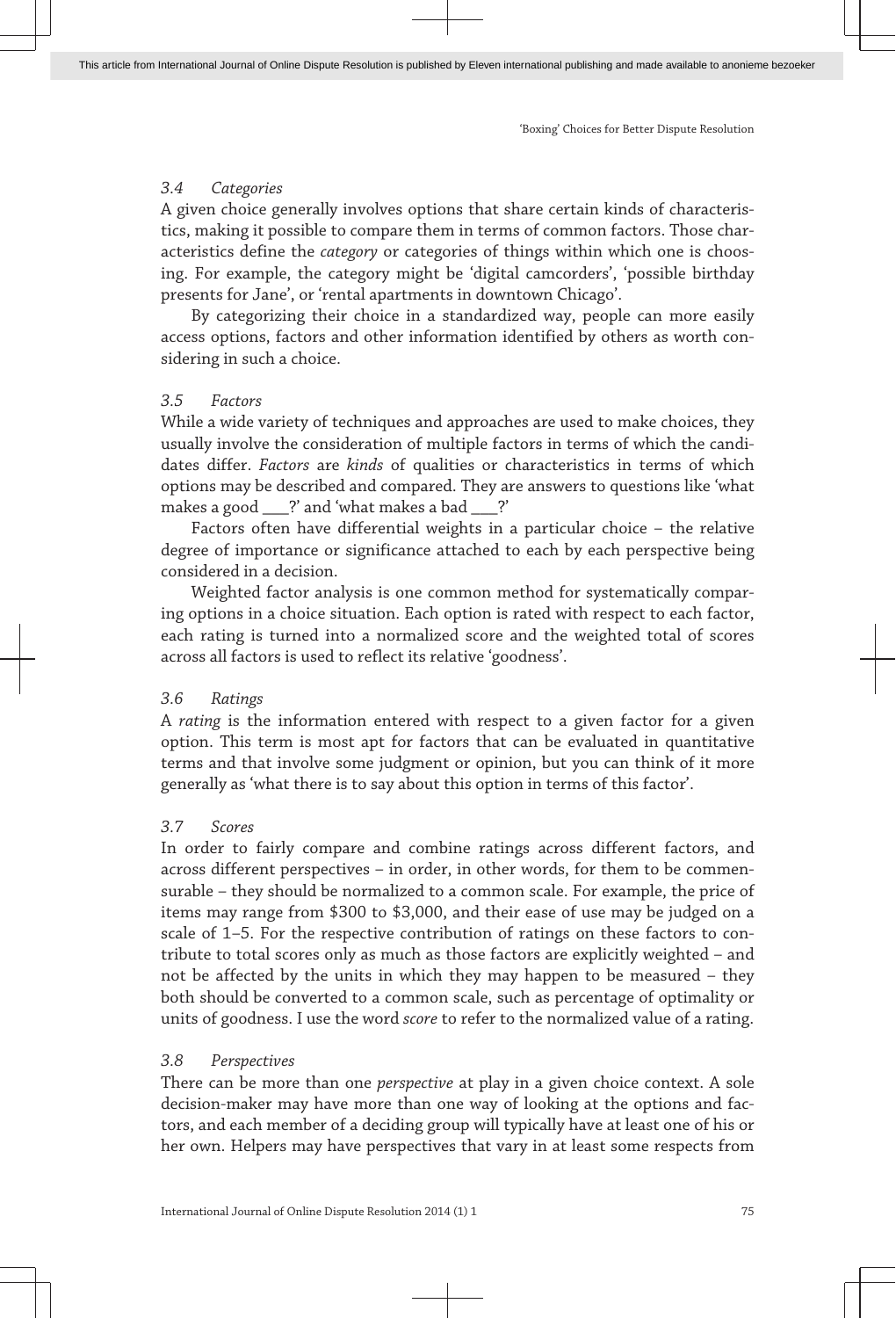### 3.4 Categories

A given choice generally involves options that share certain kinds of characteristics, making it possible to compare them in terms of common factors. Those characteristics define the *category* or categories of things within which one is choosing. For example, the category might be 'digital camcorders', 'possible birthday presents for Jane', or 'rental apartments in downtown Chicago'.

By categorizing their choice in a standardized way, people can more easily access options, factors and other information identified by others as worth considering in such a choice.

### 3.5 Factors

While a wide variety of techniques and approaches are used to make choices, they usually involve the consideration of multiple factors in terms of which the candidates differ. *Factors* are *kinds* of qualities or characteristics in terms of which options may be described and compared. They are answers to questions like 'what makes a good ___?' and 'what makes a bad ___?'

Factors often have differential weights in a particular choice – the relative degree of importance or significance attached to each by each perspective being considered in a decision.

Weighted factor analysis is one common method for systematically comparing options in a choice situation. Each option is rated with respect to each factor, each rating is turned into a normalized score and the weighted total of scores across all factors is used to reflect its relative 'goodness'.

### 3.6 Ratings

A *rating* is the information entered with respect to a given factor for a given option. This term is most apt for factors that can be evaluated in quantitative terms and that involve some judgment or opinion, but you can think of it more generally as 'what there is to say about this option in terms of this factor'.

### 3.7 Scores

In order to fairly compare and combine ratings across different factors, and across different perspectives – in order, in other words, for them to be commensurable – they should be normalized to a common scale. For example, the price of items may range from $300 to $3,000, and their ease of use may be judged on a scale of 1–5. For the respective contribution of ratings on these factors to contribute to total scores only as much as those factors are explicitly weighted – and not be affected by the units in which they may happen to be measured – they both should be converted to a common scale, such as percentage of optimality or units of goodness. I use the word *score* to refer to the normalized value of a rating.

### 3.8 Perspectives

There can be more than one *perspective* at play in a given choice context. A sole decision-maker may have more than one way of looking at the options and factors, and each member of a deciding group will typically have at least one of his or her own. Helpers may have perspectives that vary in at least some respects from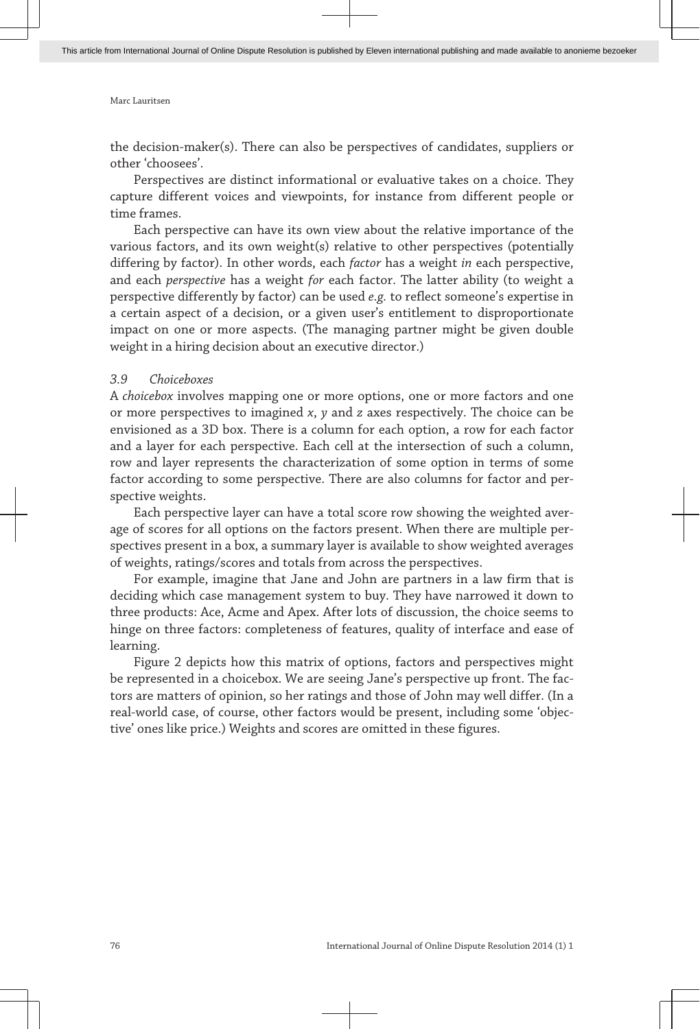the decision-maker(s). There can also be perspectives of candidates, suppliers or other 'choosees'.

Perspectives are distinct informational or evaluative takes on a choice. They capture different voices and viewpoints, for instance from different people or time frames.

Each perspective can have its own view about the relative importance of the various factors, and its own weight(s) relative to other perspectives (potentially differing by factor). In other words, each *factor* has a weight *in* each perspective, and each *perspective* has a weight *for* each factor. The latter ability (to weight a perspective differently by factor) can be used *e.g.* to reflect someone's expertise in a certain aspect of a decision, or a given user's entitlement to disproportionate impact on one or more aspects. (The managing partner might be given double weight in a hiring decision about an executive director.)

### *3.9 Choiceboxes*

A *choicebox* involves mapping one or more options, one or more factors and one or more perspectives to imagined *x*, *y* and *z* axes respectively. The choice can be envisioned as a 3D box. There is a column for each option, a row for each factor and a layer for each perspective. Each cell at the intersection of such a column, row and layer represents the characterization of some option in terms of some factor according to some perspective. There are also columns for factor and perspective weights.

Each perspective layer can have a total score row showing the weighted average of scores for all options on the factors present. When there are multiple perspectives present in a box, a summary layer is available to show weighted averages of weights, ratings/scores and totals from across the perspectives.

For example, imagine that Jane and John are partners in a law firm that is deciding which case management system to buy. They have narrowed it down to three products: Ace, Acme and Apex. After lots of discussion, the choice seems to hinge on three factors: completeness of features, quality of interface and ease of learning.

Figure 2 depicts how this matrix of options, factors and perspectives might be represented in a choicebox. We are seeing Jane's perspective up front. The factors are matters of opinion, so her ratings and those of John may well differ. (In a real-world case, of course, other factors would be present, including some 'objective' ones like price.) Weights and scores are omitted in these figures.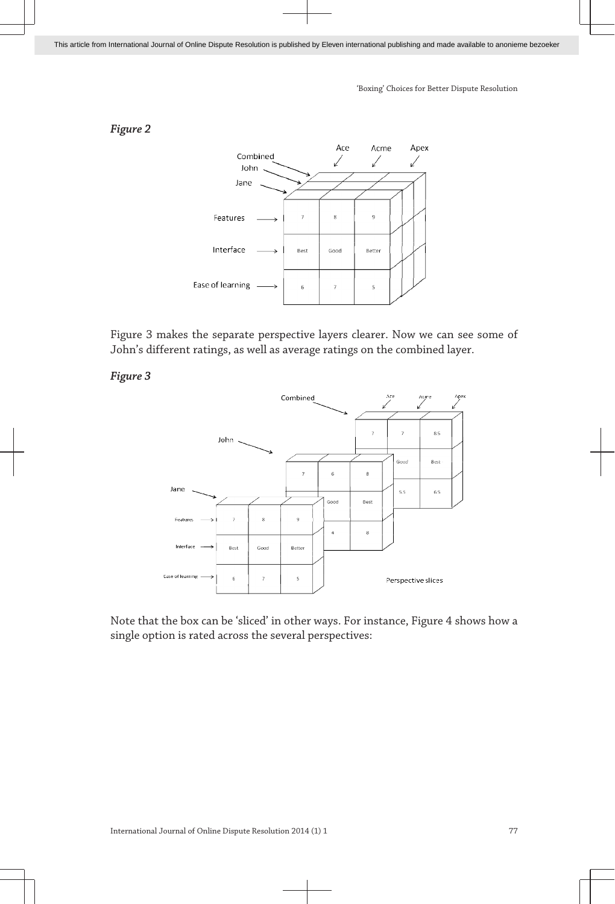*Figure 2*

Figure 3 makes the separate perspective layers clearer. Now we can see some of John's different ratings, as well as average ratings on the combined layer.

*Figure 3*

Note that the box can be 'sliced' in other ways. For instance, Figure 4 shows how a single option is rated across the several perspectives: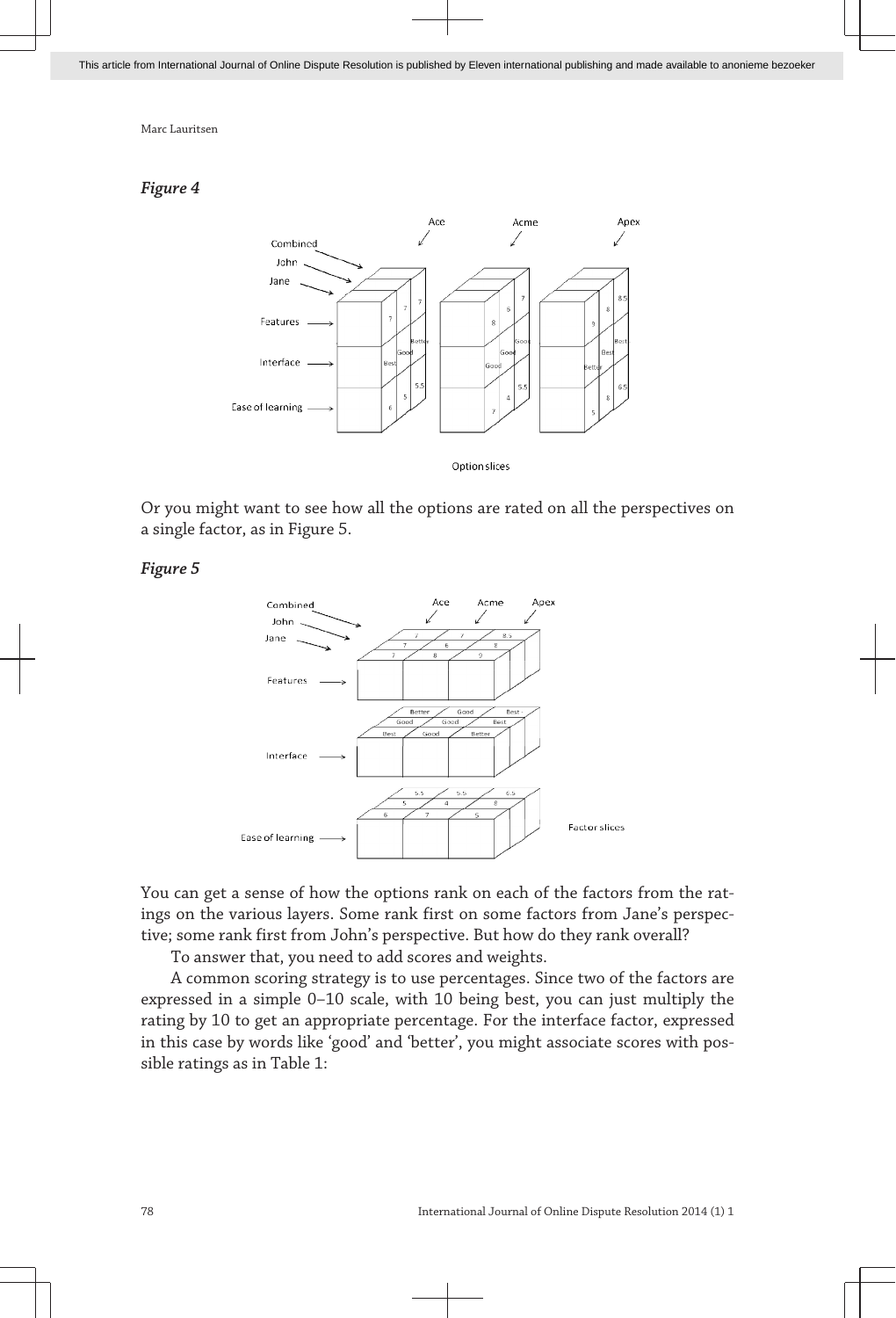*Figure 4*

Or you might want to see how all the options are rated on all the perspectives on a single factor, as in Figure 5.

*Figure 5*

You can get a sense of how the options rank on each of the factors from the ratings on the various layers. Some rank first on some factors from Jane's perspective; some rank first from John's perspective. But how do they rank overall?

To answer that, you need to add scores and weights.

A common scoring strategy is to use percentages. Since two of the factors are expressed in a simple 0–10 scale, with 10 being best, you can just multiply the rating by 10 to get an appropriate percentage. For the interface factor, expressed in this case by words like 'good' and 'better', you might associate scores with possible ratings as in Table 1: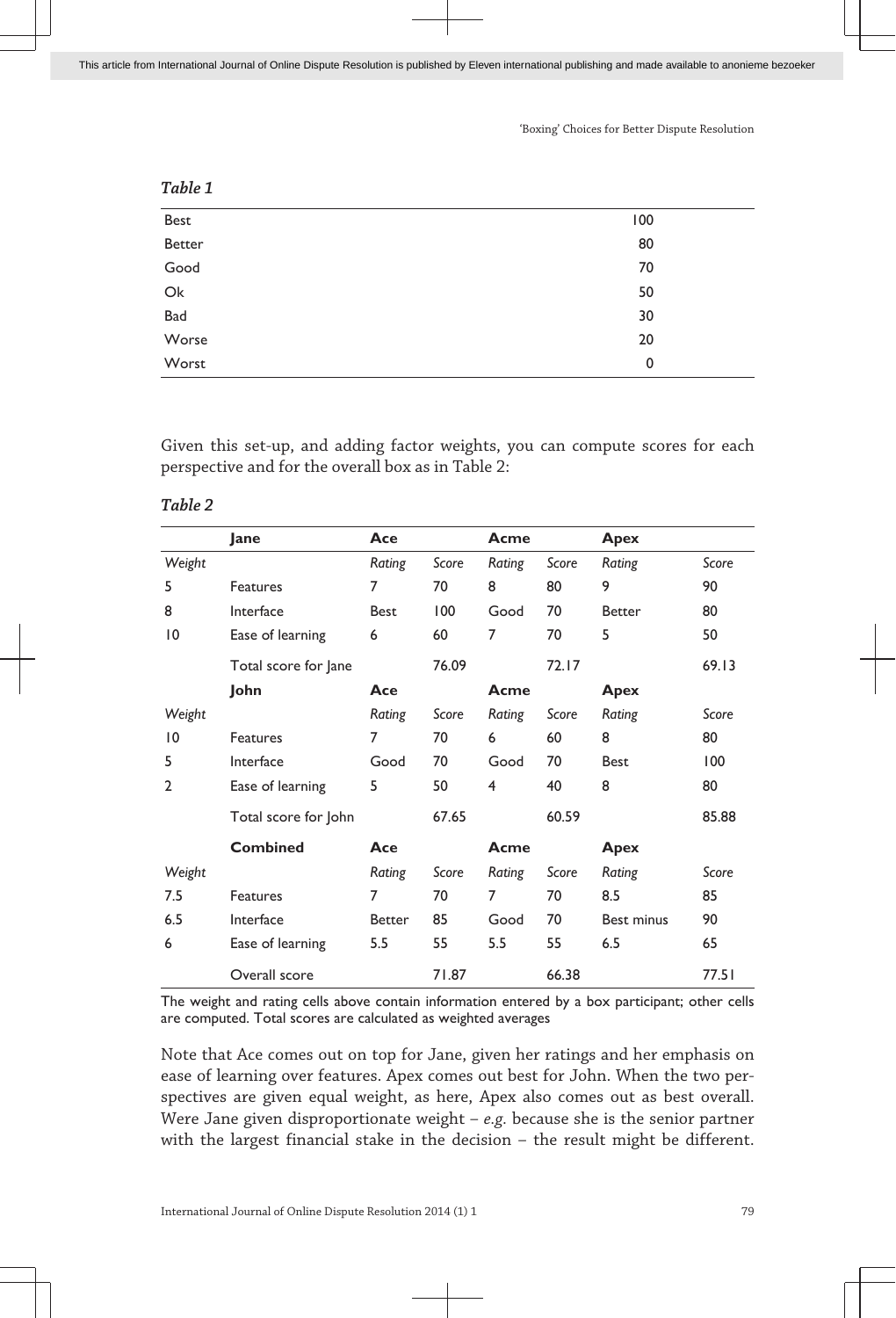*Table 1*

| | |
|---|---|
| Best | 100 |
| Better | 80 |
| Good | 70 |
| Ok | 50 |
| Bad | 30 |
| Worse | 20 |
| Worst | 0 |

Given this set-up, and adding factor weights, you can compute scores for each perspective and for the overall box as in Table 2:

*Table 2*

| | **Jane** | **Ace** | | **Acme** | | **Apex** | |
|---|---|---|---|---|---|---|---|
| *Weight* | | *Rating* | *Score* | *Rating* | *Score* | *Rating* | *Score* |
| 5 | Features | 7 | 70 | 8 | 80 | 9 | 90 |
| 8 | Interface | Best | 100 | Good | 70 | Better | 80 |
| 10 | Ease of learning | 6 | 60 | 7 | 70 | 5 | 50 |
| | Total score for Jane | | 76.09 | | 72.17 | | 69.13 |
| | **John** | **Ace** | | **Acme** | | **Apex** | |
| *Weight* | | *Rating* | *Score* | *Rating* | *Score* | *Rating* | *Score* |
| 10 | Features | 7 | 70 | 6 | 60 | 8 | 80 |
| 5 | Interface | Good | 70 | Good | 70 | Best | 100 |
| 2 | Ease of learning | 5 | 50 | 4 | 40 | 8 | 80 |
| | Total score for John | | 67.65 | | 60.59 | | 85.88 |
| | **Combined** | **Ace** | | **Acme** | | **Apex** | |
| *Weight* | | *Rating* | *Score* | *Rating* | *Score* | *Rating* | *Score* |
| 7.5 | Features | 7 | 70 | 7 | 70 | 8.5 | 85 |
| 6.5 | Interface | Better | 85 | Good | 70 | Best minus | 90 |
| 6 | Ease of learning | 5.5 | 55 | 5.5 | 55 | 6.5 | 65 |
| | Overall score | | 71.87 | | 66.38 | | 77.51 |

The weight and rating cells above contain information entered by a box participant; other cells are computed. Total scores are calculated as weighted averages

Note that Ace comes out on top for Jane, given her ratings and her emphasis on ease of learning over features. Apex comes out best for John. When the two perspectives are given equal weight, as here, Apex also comes out as best overall. Were Jane given disproportionate weight – *e.g.* because she is the senior partner with the largest financial stake in the decision – the result might be different.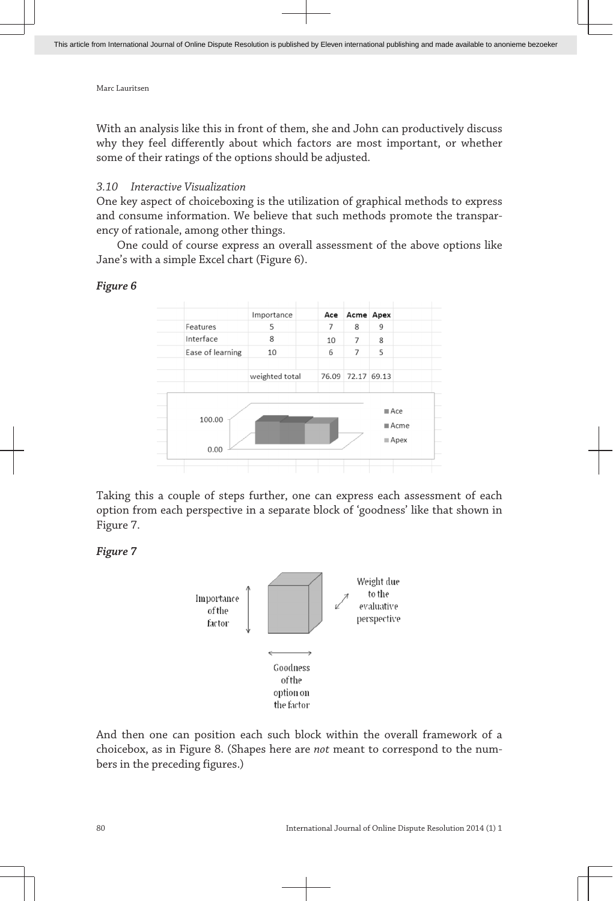With an analysis like this in front of them, she and John can productively discuss why they feel differently about which factors are most important, or whether some of their ratings of the options should be adjusted.

### *3.10 Interactive Visualization*

One key aspect of choiceboxing is the utilization of graphical methods to express and consume information. We believe that such methods promote the transparency of rationale, among other things.

One could of course express an overall assessment of the above options like Jane's with a simple Excel chart (Figure 6).

***Figure 6***

| | Importance | Ace | Acme | Apex |
|---|---|---|---|---|
| Features | 5 | 7 | 8 | 9 |
| Interface | 8 | 10 | 7 | 8 |
| Ease of learning | 10 | 6 | 7 | 5 |
| | weighted total | 76.09 | 72.17 | 69.13 |

Taking this a couple of steps further, one can express each assessment of each option from each perspective in a separate block of 'goodness' like that shown in Figure 7.

***Figure 7***

And then one can position each such block within the overall framework of a choicebox, as in Figure 8. (Shapes here are *not* meant to correspond to the numbers in the preceding figures.)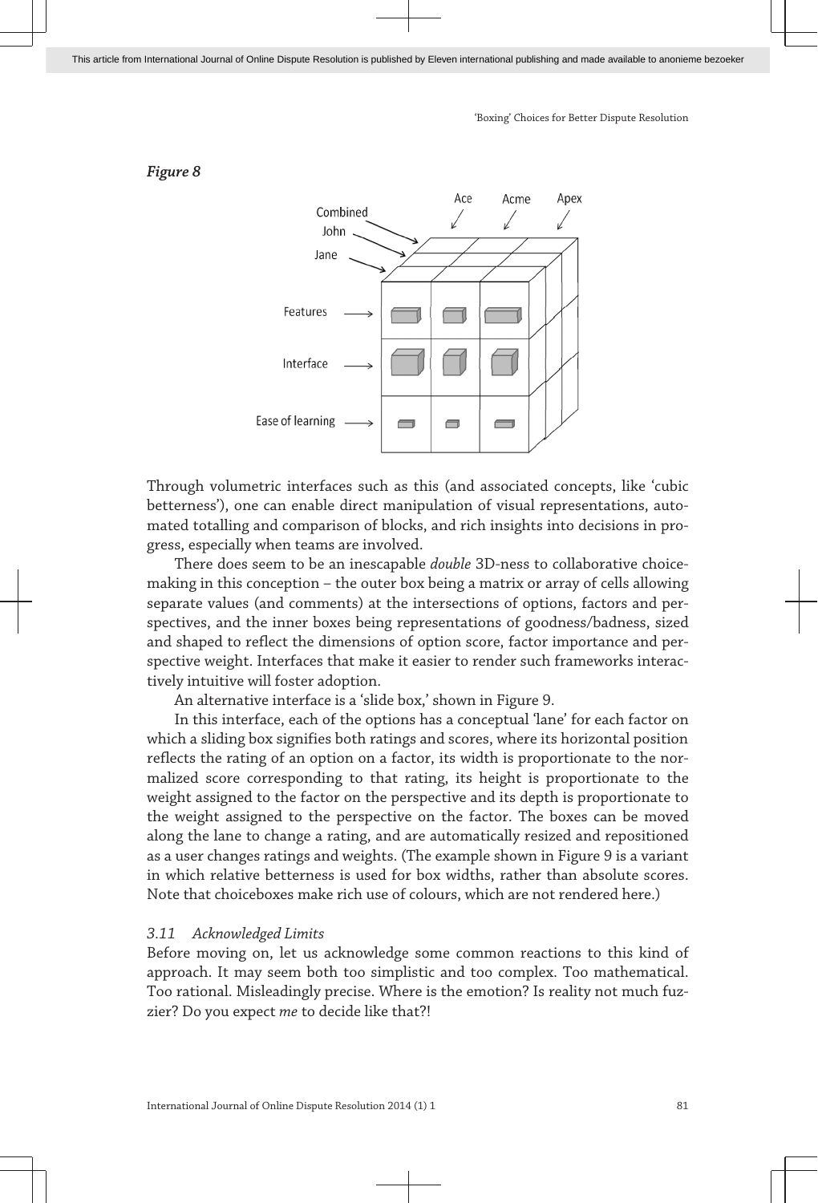*Figure 8*

Through volumetric interfaces such as this (and associated concepts, like 'cubic betterness'), one can enable direct manipulation of visual representations, automated totalling and comparison of blocks, and rich insights into decisions in progress, especially when teams are involved.

There does seem to be an inescapable *double* 3D-ness to collaborative choice-making in this conception – the outer box being a matrix or array of cells allowing separate values (and comments) at the intersections of options, factors and perspectives, and the inner boxes being representations of goodness/badness, sized and shaped to reflect the dimensions of option score, factor importance and perspective weight. Interfaces that make it easier to render such frameworks interactively intuitive will foster adoption.

An alternative interface is a 'slide box,' shown in Figure 9.

In this interface, each of the options has a conceptual 'lane' for each factor on which a sliding box signifies both ratings and scores, where its horizontal position reflects the rating of an option on a factor, its width is proportionate to the normalized score corresponding to that rating, its height is proportionate to the weight assigned to the factor on the perspective and its depth is proportionate to the weight assigned to the perspective on the factor. The boxes can be moved along the lane to change a rating, and are automatically resized and repositioned as a user changes ratings and weights. (The example shown in Figure 9 is a variant in which relative betterness is used for box widths, rather than absolute scores. Note that choiceboxes make rich use of colours, which are not rendered here.)

### 3.11 *Acknowledged Limits*

Before moving on, let us acknowledge some common reactions to this kind of approach. It may seem both too simplistic and too complex. Too mathematical. Too rational. Misleadingly precise. Where is the emotion? Is reality not much fuzzier? Do you expect *me* to decide like that?!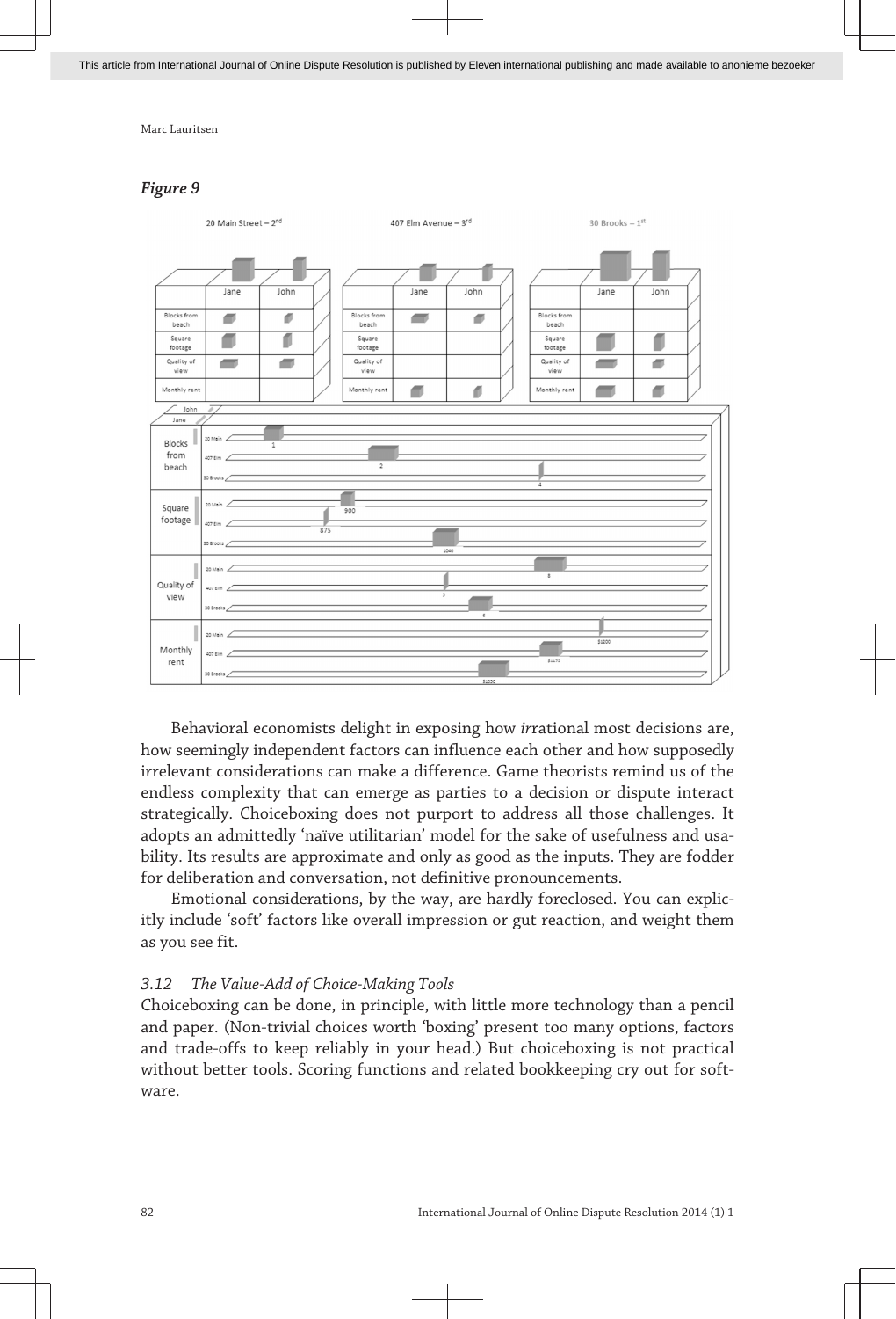*Figure 9*

Behavioral economists delight in exposing how *ir*rational most decisions are, how seemingly independent factors can influence each other and how supposedly irrelevant considerations can make a difference. Game theorists remind us of the endless complexity that can emerge as parties to a decision or dispute interact strategically. Choiceboxing does not purport to address all those challenges. It adopts an admittedly 'naïve utilitarian' model for the sake of usefulness and usability. Its results are approximate and only as good as the inputs. They are fodder for deliberation and conversation, not definitive pronouncements.

Emotional considerations, by the way, are hardly foreclosed. You can explicitly include 'soft' factors like overall impression or gut reaction, and weight them as you see fit.

### *3.12 The Value-Add of Choice-Making Tools*

Choiceboxing can be done, in principle, with little more technology than a pencil and paper. (Non-trivial choices worth 'boxing' present too many options, factors and trade-offs to keep reliably in your head.) But choiceboxing is not practical without better tools. Scoring functions and related bookkeeping cry out for software.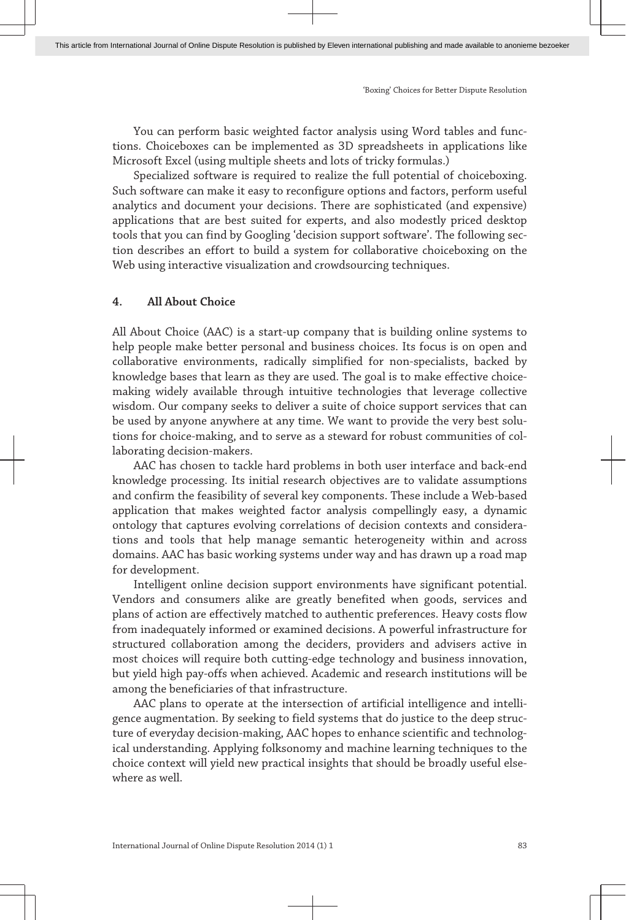You can perform basic weighted factor analysis using Word tables and functions. Choiceboxes can be implemented as 3D spreadsheets in applications like Microsoft Excel (using multiple sheets and lots of tricky formulas.)

Specialized software is required to realize the full potential of choiceboxing. Such software can make it easy to reconfigure options and factors, perform useful analytics and document your decisions. There are sophisticated (and expensive) applications that are best suited for experts, and also modestly priced desktop tools that you can find by Googling 'decision support software'. The following section describes an effort to build a system for collaborative choiceboxing on the Web using interactive visualization and crowdsourcing techniques.

## 4. All About Choice

All About Choice (AAC) is a start-up company that is building online systems to help people make better personal and business choices. Its focus is on open and collaborative environments, radically simplified for non-specialists, backed by knowledge bases that learn as they are used. The goal is to make effective choice-making widely available through intuitive technologies that leverage collective wisdom. Our company seeks to deliver a suite of choice support services that can be used by anyone anywhere at any time. We want to provide the very best solutions for choice-making, and to serve as a steward for robust communities of collaborating decision-makers.

AAC has chosen to tackle hard problems in both user interface and back-end knowledge processing. Its initial research objectives are to validate assumptions and confirm the feasibility of several key components. These include a Web-based application that makes weighted factor analysis compellingly easy, a dynamic ontology that captures evolving correlations of decision contexts and considerations and tools that help manage semantic heterogeneity within and across domains. AAC has basic working systems under way and has drawn up a road map for development.

Intelligent online decision support environments have significant potential. Vendors and consumers alike are greatly benefited when goods, services and plans of action are effectively matched to authentic preferences. Heavy costs flow from inadequately informed or examined decisions. A powerful infrastructure for structured collaboration among the deciders, providers and advisers active in most choices will require both cutting-edge technology and business innovation, but yield high pay-offs when achieved. Academic and research institutions will be among the beneficiaries of that infrastructure.

AAC plans to operate at the intersection of artificial intelligence and intelligence augmentation. By seeking to field systems that do justice to the deep structure of everyday decision-making, AAC hopes to enhance scientific and technological understanding. Applying folksonomy and machine learning techniques to the choice context will yield new practical insights that should be broadly useful elsewhere as well.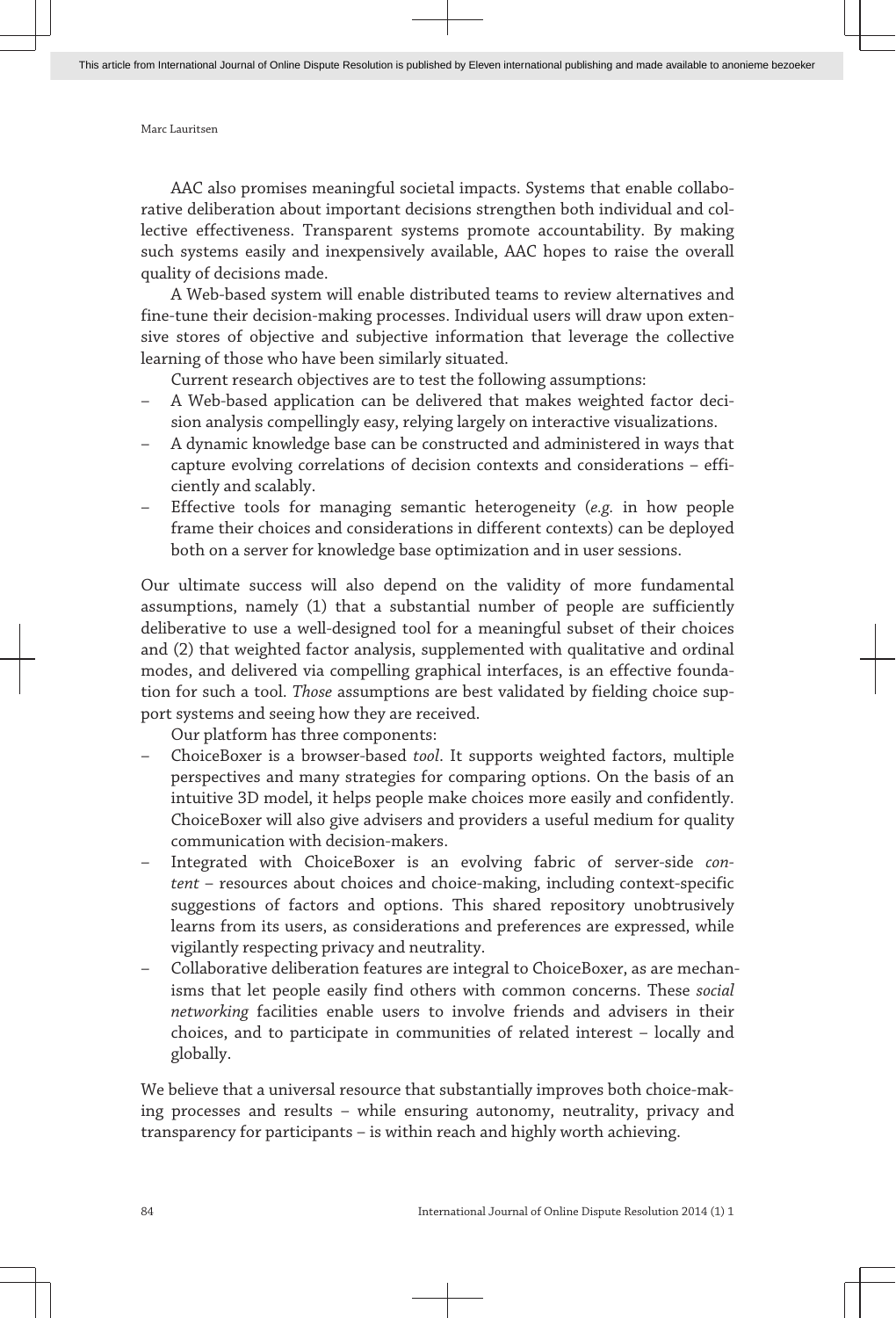AAC also promises meaningful societal impacts. Systems that enable collaborative deliberation about important decisions strengthen both individual and collective effectiveness. Transparent systems promote accountability. By making such systems easily and inexpensively available, AAC hopes to raise the overall quality of decisions made.

A Web-based system will enable distributed teams to review alternatives and fine-tune their decision-making processes. Individual users will draw upon extensive stores of objective and subjective information that leverage the collective learning of those who have been similarly situated.

Current research objectives are to test the following assumptions:

- A Web-based application can be delivered that makes weighted factor decision analysis compellingly easy, relying largely on interactive visualizations.
- A dynamic knowledge base can be constructed and administered in ways that capture evolving correlations of decision contexts and considerations – efficiently and scalably.
- Effective tools for managing semantic heterogeneity (*e.g.* in how people frame their choices and considerations in different contexts) can be deployed both on a server for knowledge base optimization and in user sessions.

Our ultimate success will also depend on the validity of more fundamental assumptions, namely (1) that a substantial number of people are sufficiently deliberative to use a well-designed tool for a meaningful subset of their choices and (2) that weighted factor analysis, supplemented with qualitative and ordinal modes, and delivered via compelling graphical interfaces, is an effective foundation for such a tool. *Those* assumptions are best validated by fielding choice support systems and seeing how they are received.

Our platform has three components:

- ChoiceBoxer is a browser-based *tool*. It supports weighted factors, multiple perspectives and many strategies for comparing options. On the basis of an intuitive 3D model, it helps people make choices more easily and confidently. ChoiceBoxer will also give advisers and providers a useful medium for quality communication with decision-makers.
- Integrated with ChoiceBoxer is an evolving fabric of server-side *content* – resources about choices and choice-making, including context-specific suggestions of factors and options. This shared repository unobtrusively learns from its users, as considerations and preferences are expressed, while vigilantly respecting privacy and neutrality.
- Collaborative deliberation features are integral to ChoiceBoxer, as are mechanisms that let people easily find others with common concerns. These *social networking* facilities enable users to involve friends and advisers in their choices, and to participate in communities of related interest – locally and globally.

We believe that a universal resource that substantially improves both choice-making processes and results – while ensuring autonomy, neutrality, privacy and transparency for participants – is within reach and highly worth achieving.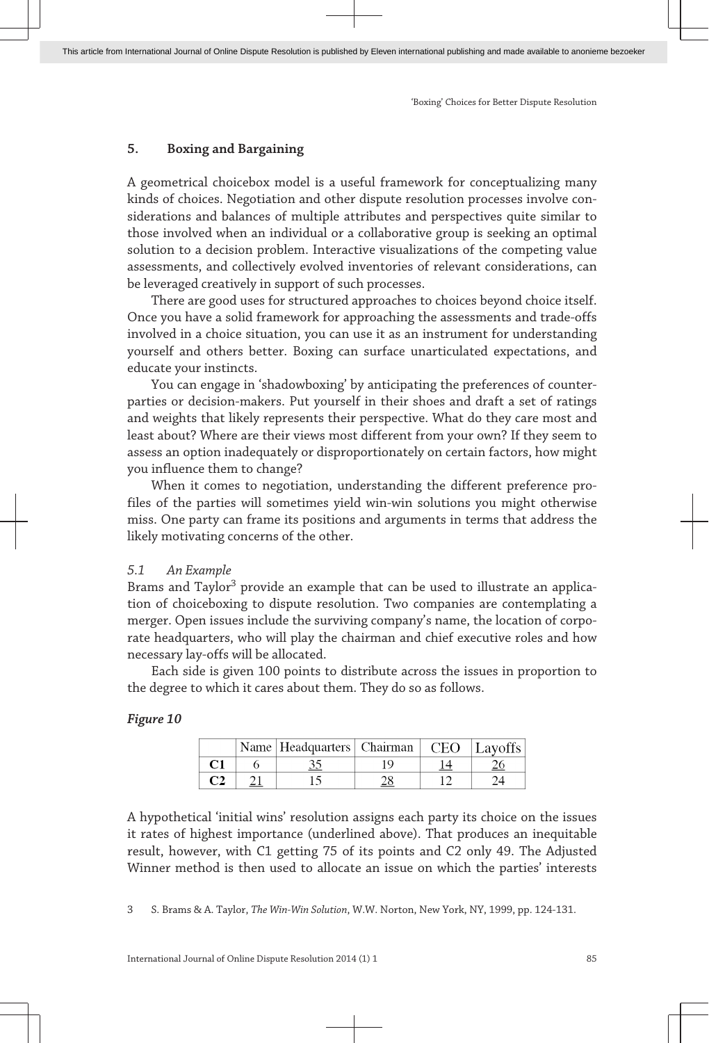## 5. Boxing and Bargaining

A geometrical choicebox model is a useful framework for conceptualizing many kinds of choices. Negotiation and other dispute resolution processes involve considerations and balances of multiple attributes and perspectives quite similar to those involved when an individual or a collaborative group is seeking an optimal solution to a decision problem. Interactive visualizations of the competing value assessments, and collectively evolved inventories of relevant considerations, can be leveraged creatively in support of such processes.

There are good uses for structured approaches to choices beyond choice itself. Once you have a solid framework for approaching the assessments and trade-offs involved in a choice situation, you can use it as an instrument for understanding yourself and others better. Boxing can surface unarticulated expectations, and educate your instincts.

You can engage in 'shadowboxing' by anticipating the preferences of counterparties or decision-makers. Put yourself in their shoes and draft a set of ratings and weights that likely represents their perspective. What do they care most and least about? Where are their views most different from your own? If they seem to assess an option inadequately or disproportionately on certain factors, how might you influence them to change?

When it comes to negotiation, understanding the different preference profiles of the parties will sometimes yield win-win solutions you might otherwise miss. One party can frame its positions and arguments in terms that address the likely motivating concerns of the other.

### *5.1 An Example*

Brams and Taylor[3] provide an example that can be used to illustrate an application of choiceboxing to dispute resolution. Two companies are contemplating a merger. Open issues include the surviving company's name, the location of corporate headquarters, who will play the chairman and chief executive roles and how necessary lay-offs will be allocated.

Each side is given 100 points to distribute across the issues in proportion to the degree to which it cares about them. They do so as follows.

***Figure 10***

| | Name | Headquarters | Chairman | CEO | Layoffs |
|---|---|---|---|---|---|
| **C1** | 6 | <u>35</u> | 19 | <u>14</u> | <u>26</u> |
| **C2** | <u>21</u> | 15 | <u>28</u> | 12 | 24 |

A hypothetical 'initial wins' resolution assigns each party its choice on the issues it rates of highest importance (underlined above). That produces an inequitable result, however, with C1 getting 75 of its points and C2 only 49. The Adjusted Winner method is then used to allocate an issue on which the parties' interests

3 S. Brams & A. Taylor, *The Win-Win Solution*, W.W. Norton, New York, NY, 1999, pp. 124-131.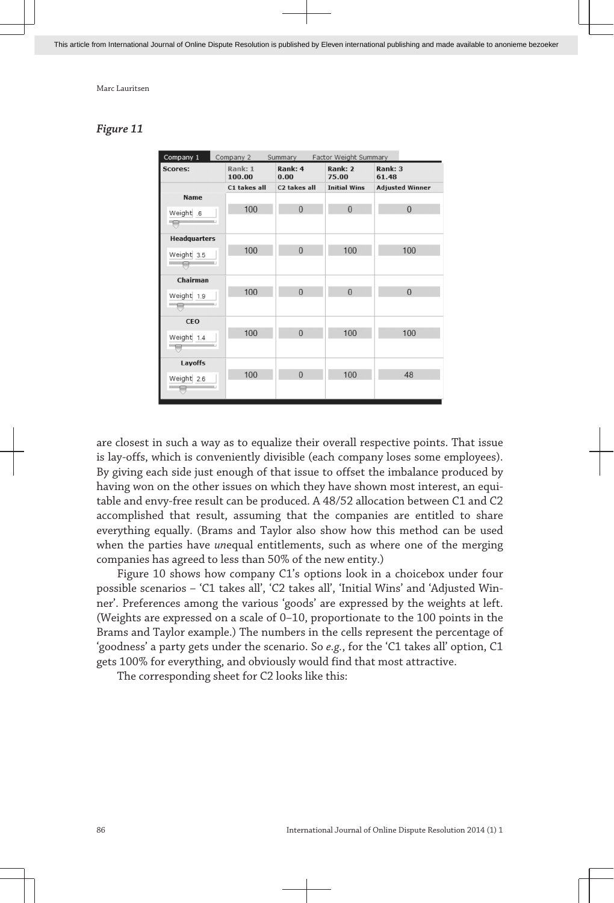*Figure 11*

| Company 1 | Company 2 | Summary | Factor Weight Summary | |
|---|---|---|---|---|
| **Scores:** | Rank: 1 100.00 | Rank: 4 0.00 | Rank: 2 75.00 | Rank: 3 61.48 |
| | C1 takes all | C2 takes all | Initial Wins | Adjusted Winner |
| **Name** Weight .6 | 100 | 0 | 0 | 0 |
| **Headquarters** Weight 3.5 | 100 | 0 | 100 | 100 |
| **Chairman** Weight 1.9 | 100 | 0 | 0 | 0 |
| **CEO** Weight 1.4 | 100 | 0 | 100 | 100 |
| **Layoffs** Weight 2.6 | 100 | 0 | 100 | 48 |

are closest in such a way as to equalize their overall respective points. That issue is lay-offs, which is conveniently divisible (each company loses some employees). By giving each side just enough of that issue to offset the imbalance produced by having won on the other issues on which they have shown most interest, an equitable and envy-free result can be produced. A 48/52 allocation between C1 and C2 accomplished that result, assuming that the companies are entitled to share everything equally. (Brams and Taylor also show how this method can be used when the parties have *un*equal entitlements, such as where one of the merging companies has agreed to less than 50% of the new entity.)

Figure 10 shows how company C1's options look in a choicebox under four possible scenarios – 'C1 takes all', 'C2 takes all', 'Initial Wins' and 'Adjusted Winner'. Preferences among the various 'goods' are expressed by the weights at left. (Weights are expressed on a scale of 0–10, proportionate to the 100 points in the Brams and Taylor example.) The numbers in the cells represent the percentage of 'goodness' a party gets under the scenario. So *e.g.*, for the 'C1 takes all' option, C1 gets 100% for everything, and obviously would find that most attractive.

The corresponding sheet for C2 looks like this: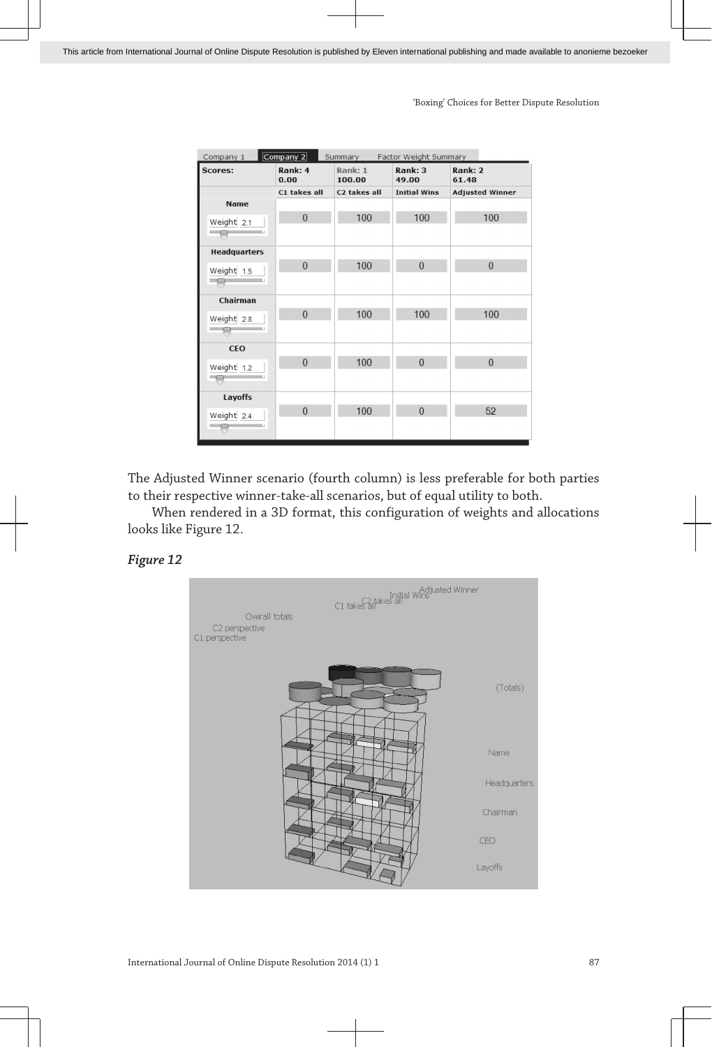| Company 1 | Company 2 | Summary | Factor Weight Summary | |
|---|---|---|---|---|
| **Scores:** | Rank: 4 0.00 | Rank: 1 100.00 | Rank: 3 49.00 | Rank: 2 61.48 |
| | C1 takes all | C2 takes all | Initial Wins | Adjusted Winner |
| **Name** Weight 2.1 | 0 | 100 | 100 | 100 |
| **Headquarters** Weight 1.5 | 0 | 100 | 0 | 0 |
| **Chairman** Weight 2.8 | 0 | 100 | 100 | 100 |
| **CEO** Weight 1.2 | 0 | 100 | 0 | 0 |
| **Layoffs** Weight 2.4 | 0 | 100 | 0 | 52 |

The Adjusted Winner scenario (fourth column) is less preferable for both parties to their respective winner-take-all scenarios, but of equal utility to both.

When rendered in a 3D format, this configuration of weights and allocations looks like Figure 12.

***Figure 12***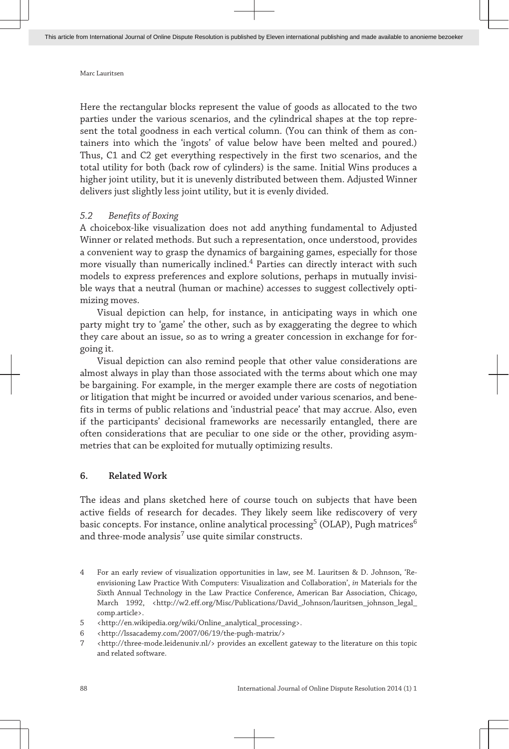Here the rectangular blocks represent the value of goods as allocated to the two parties under the various scenarios, and the cylindrical shapes at the top represent the total goodness in each vertical column. (You can think of them as containers into which the 'ingots' of value below have been melted and poured.) Thus, C1 and C2 get everything respectively in the first two scenarios, and the total utility for both (back row of cylinders) is the same. Initial Wins produces a higher joint utility, but it is unevenly distributed between them. Adjusted Winner delivers just slightly less joint utility, but it is evenly divided.

### *5.2 Benefits of Boxing*

A choicebox-like visualization does not add anything fundamental to Adjusted Winner or related methods. But such a representation, once understood, provides a convenient way to grasp the dynamics of bargaining games, especially for those more visually than numerically inclined.[4] Parties can directly interact with such models to express preferences and explore solutions, perhaps in mutually invisible ways that a neutral (human or machine) accesses to suggest collectively optimizing moves.

Visual depiction can help, for instance, in anticipating ways in which one party might try to 'game' the other, such as by exaggerating the degree to which they care about an issue, so as to wring a greater concession in exchange for forgoing it.

Visual depiction can also remind people that other value considerations are almost always in play than those associated with the terms about which one may be bargaining. For example, in the merger example there are costs of negotiation or litigation that might be incurred or avoided under various scenarios, and benefits in terms of public relations and 'industrial peace' that may accrue. Also, even if the participants' decisional frameworks are necessarily entangled, there are often considerations that are peculiar to one side or the other, providing asymmetries that can be exploited for mutually optimizing results.

## 6. Related Work

The ideas and plans sketched here of course touch on subjects that have been active fields of research for decades. They likely seem like rediscovery of very basic concepts. For instance, online analytical processing[5] (OLAP), Pugh matrices[6] and three-mode analysis[7] use quite similar constructs.

---

4 For an early review of visualization opportunities in law, see M. Lauritsen & D. Johnson, 'Re-envisioning Law Practice With Computers: Visualization and Collaboration', *in* Materials for the Sixth Annual Technology in the Law Practice Conference, American Bar Association, Chicago, March 1992, <http://w2.eff.org/Misc/Publications/David_Johnson/lauritsen_johnson_legal_comp.article>.

5 <http://en.wikipedia.org/wiki/Online_analytical_processing>.

6 <http://lssacademy.com/2007/06/19/the-pugh-matrix/>

7 <http://three-mode.leidenuniv.nl/> provides an excellent gateway to the literature on this topic and related software.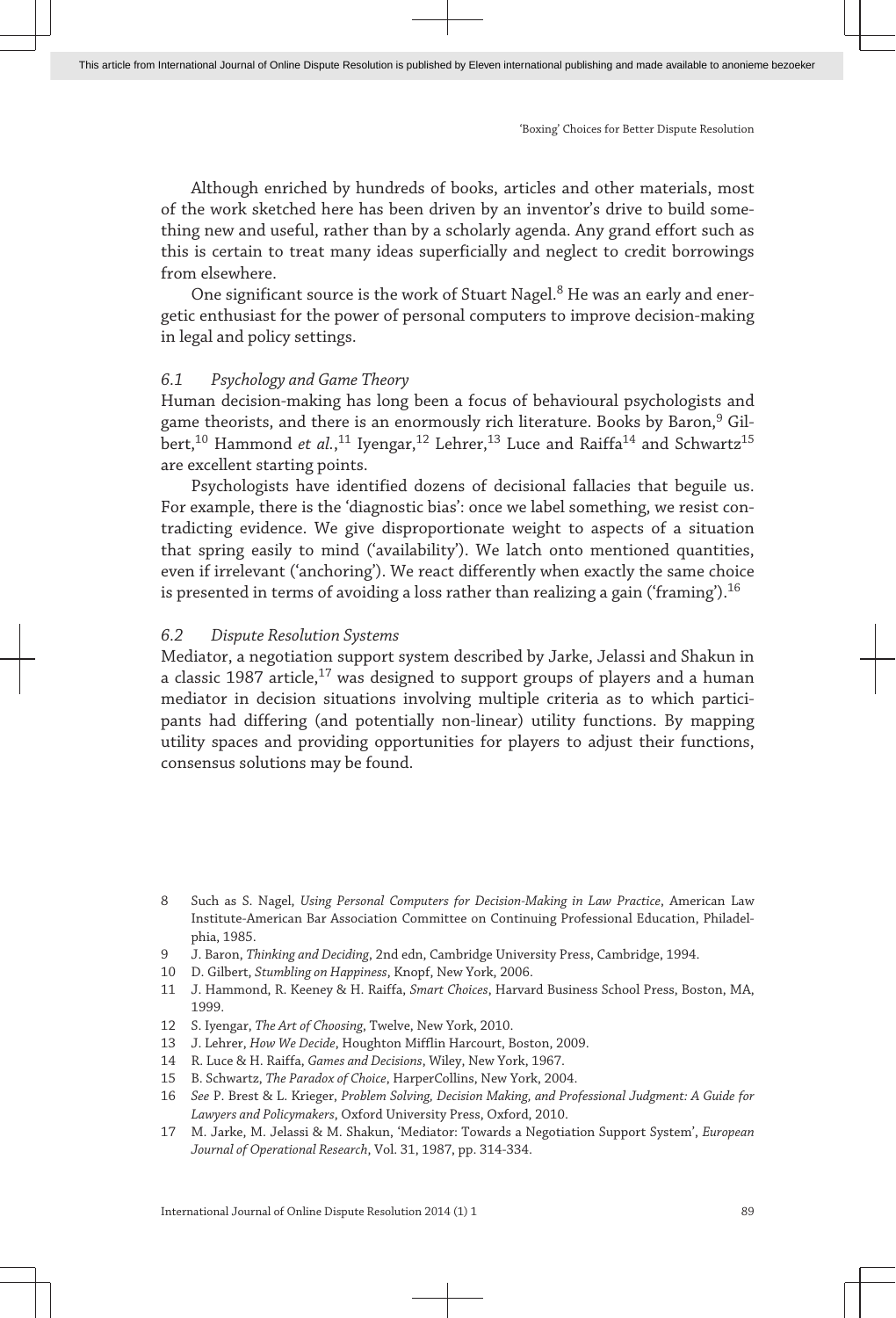Although enriched by hundreds of books, articles and other materials, most of the work sketched here has been driven by an inventor's drive to build something new and useful, rather than by a scholarly agenda. Any grand effort such as this is certain to treat many ideas superficially and neglect to credit borrowings from elsewhere.

One significant source is the work of Stuart Nagel.[8] He was an early and energetic enthusiast for the power of personal computers to improve decision-making in legal and policy settings.

### 6.1 Psychology and Game Theory

Human decision-making has long been a focus of behavioural psychologists and game theorists, and there is an enormously rich literature. Books by Baron,[9] Gilbert,[10] Hammond *et al.*,[11] Iyengar,[12] Lehrer,[13] Luce and Raiffa[14] and Schwartz[15] are excellent starting points.

Psychologists have identified dozens of decisional fallacies that beguile us. For example, there is the 'diagnostic bias': once we label something, we resist contradicting evidence. We give disproportionate weight to aspects of a situation that spring easily to mind ('availability'). We latch onto mentioned quantities, even if irrelevant ('anchoring'). We react differently when exactly the same choice is presented in terms of avoiding a loss rather than realizing a gain ('framing').[16]

### 6.2 Dispute Resolution Systems

Mediator, a negotiation support system described by Jarke, Jelassi and Shakun in a classic 1987 article,[17] was designed to support groups of players and a human mediator in decision situations involving multiple criteria as to which participants had differing (and potentially non-linear) utility functions. By mapping utility spaces and providing opportunities for players to adjust their functions, consensus solutions may be found.

---

8 Such as S. Nagel, *Using Personal Computers for Decision-Making in Law Practice*, American Law Institute-American Bar Association Committee on Continuing Professional Education, Philadelphia, 1985.

9 J. Baron, *Thinking and Deciding*, 2nd edn, Cambridge University Press, Cambridge, 1994.

10 D. Gilbert, *Stumbling on Happiness*, Knopf, New York, 2006.

11 J. Hammond, R. Keeney & H. Raiffa, *Smart Choices*, Harvard Business School Press, Boston, MA, 1999.

12 S. Iyengar, *The Art of Choosing*, Twelve, New York, 2010.

13 J. Lehrer, *How We Decide*, Houghton Mifflin Harcourt, Boston, 2009.

14 R. Luce & H. Raiffa, *Games and Decisions*, Wiley, New York, 1967.

15 B. Schwartz, *The Paradox of Choice*, HarperCollins, New York, 2004.

16 *See* P. Brest & L. Krieger, *Problem Solving, Decision Making, and Professional Judgment: A Guide for Lawyers and Policymakers*, Oxford University Press, Oxford, 2010.

17 M. Jarke, M. Jelassi & M. Shakun, 'Mediator: Towards a Negotiation Support System', *European Journal of Operational Research*, Vol. 31, 1987, pp. 314-334.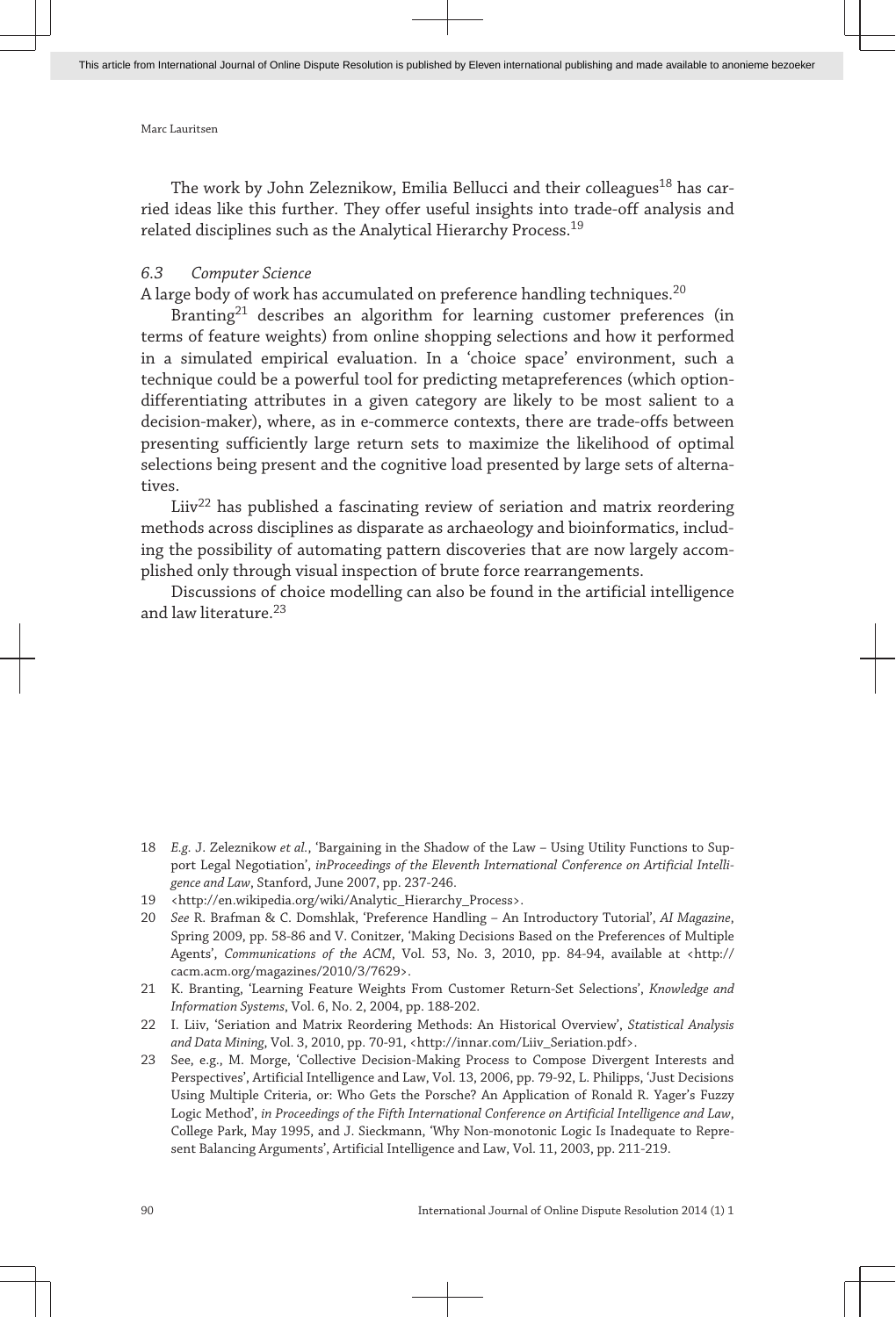The work by John Zeleznikow, Emilia Bellucci and their colleagues[18] has carried ideas like this further. They offer useful insights into trade-off analysis and related disciplines such as the Analytical Hierarchy Process.[19]

### *6.3 Computer Science*

A large body of work has accumulated on preference handling techniques.[20]

Branting[21] describes an algorithm for learning customer preferences (in terms of feature weights) from online shopping selections and how it performed in a simulated empirical evaluation. In a 'choice space' environment, such a technique could be a powerful tool for predicting metapreferences (which option-differentiating attributes in a given category are likely to be most salient to a decision-maker), where, as in e-commerce contexts, there are trade-offs between presenting sufficiently large return sets to maximize the likelihood of optimal selections being present and the cognitive load presented by large sets of alternatives.

Liiv[22] has published a fascinating review of seriation and matrix reordering methods across disciplines as disparate as archaeology and bioinformatics, including the possibility of automating pattern discoveries that are now largely accomplished only through visual inspection of brute force rearrangements.

Discussions of choice modelling can also be found in the artificial intelligence and law literature.[23]

---

18 *E.g.* J. Zeleznikow *et al.*, 'Bargaining in the Shadow of the Law – Using Utility Functions to Support Legal Negotiation', *inProceedings of the Eleventh International Conference on Artificial Intelligence and Law*, Stanford, June 2007, pp. 237-246.

19 <http://en.wikipedia.org/wiki/Analytic_Hierarchy_Process>.

20 *See* R. Brafman & C. Domshlak, 'Preference Handling – An Introductory Tutorial', *AI Magazine*, Spring 2009, pp. 58-86 and V. Conitzer, 'Making Decisions Based on the Preferences of Multiple Agents', *Communications of the ACM*, Vol. 53, No. 3, 2010, pp. 84-94, available at <http://cacm.acm.org/magazines/2010/3/7629>.

21 K. Branting, 'Learning Feature Weights From Customer Return-Set Selections', *Knowledge and Information Systems*, Vol. 6, No. 2, 2004, pp. 188-202.

22 I. Liiv, 'Seriation and Matrix Reordering Methods: An Historical Overview', *Statistical Analysis and Data Mining*, Vol. 3, 2010, pp. 70-91, <http://innar.com/Liiv_Seriation.pdf>.

23 See, e.g., M. Morge, 'Collective Decision-Making Process to Compose Divergent Interests and Perspectives', Artificial Intelligence and Law, Vol. 13, 2006, pp. 79-92, L. Philipps, 'Just Decisions Using Multiple Criteria, or: Who Gets the Porsche? An Application of Ronald R. Yager's Fuzzy Logic Method', *in Proceedings of the Fifth International Conference on Artificial Intelligence and Law*, College Park, May 1995, and J. Sieckmann, 'Why Non-monotonic Logic Is Inadequate to Represent Balancing Arguments', Artificial Intelligence and Law, Vol. 11, 2003, pp. 211-219.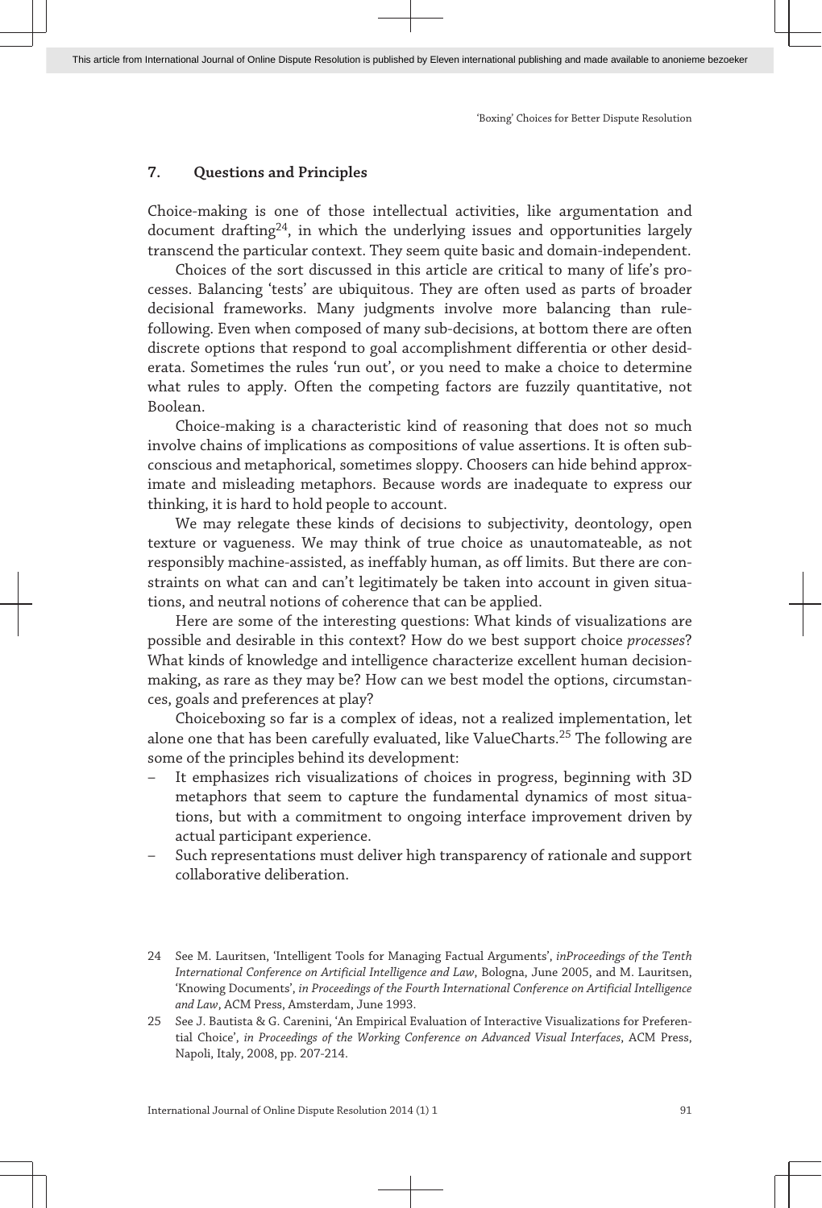## 7. Questions and Principles

Choice-making is one of those intellectual activities, like argumentation and document drafting[24], in which the underlying issues and opportunities largely transcend the particular context. They seem quite basic and domain-independent.

Choices of the sort discussed in this article are critical to many of life's processes. Balancing 'tests' are ubiquitous. They are often used as parts of broader decisional frameworks. Many judgments involve more balancing than rule-following. Even when composed of many sub-decisions, at bottom there are often discrete options that respond to goal accomplishment differentia or other desiderata. Sometimes the rules 'run out', or you need to make a choice to determine what rules to apply. Often the competing factors are fuzzily quantitative, not Boolean.

Choice-making is a characteristic kind of reasoning that does not so much involve chains of implications as compositions of value assertions. It is often subconscious and metaphorical, sometimes sloppy. Choosers can hide behind approximate and misleading metaphors. Because words are inadequate to express our thinking, it is hard to hold people to account.

We may relegate these kinds of decisions to subjectivity, deontology, open texture or vagueness. We may think of true choice as unautomateable, as not responsibly machine-assisted, as ineffably human, as off limits. But there are constraints on what can and can't legitimately be taken into account in given situations, and neutral notions of coherence that can be applied.

Here are some of the interesting questions: What kinds of visualizations are possible and desirable in this context? How do we best support choice *processes*? What kinds of knowledge and intelligence characterize excellent human decision-making, as rare as they may be? How can we best model the options, circumstances, goals and preferences at play?

Choiceboxing so far is a complex of ideas, not a realized implementation, let alone one that has been carefully evaluated, like ValueCharts.[25] The following are some of the principles behind its development:

- It emphasizes rich visualizations of choices in progress, beginning with 3D metaphors that seem to capture the fundamental dynamics of most situations, but with a commitment to ongoing interface improvement driven by actual participant experience.
- Such representations must deliver high transparency of rationale and support collaborative deliberation.

24 See M. Lauritsen, 'Intelligent Tools for Managing Factual Arguments', *inProceedings of the Tenth International Conference on Artificial Intelligence and Law*, Bologna, June 2005, and M. Lauritsen, 'Knowing Documents', *in Proceedings of the Fourth International Conference on Artificial Intelligence and Law*, ACM Press, Amsterdam, June 1993.

25 See J. Bautista & G. Carenini, 'An Empirical Evaluation of Interactive Visualizations for Preferential Choice', *in Proceedings of the Working Conference on Advanced Visual Interfaces*, ACM Press, Napoli, Italy, 2008, pp. 207-214.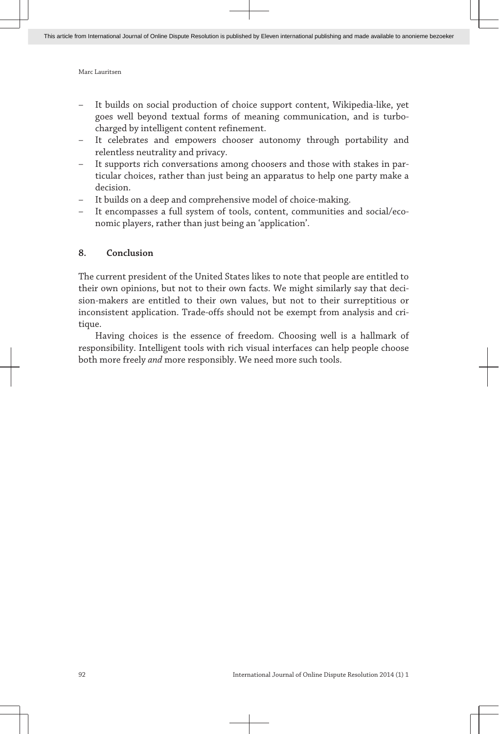- It builds on social production of choice support content, Wikipedia-like, yet goes well beyond textual forms of meaning communication, and is turbo-charged by intelligent content refinement.
- It celebrates and empowers chooser autonomy through portability and relentless neutrality and privacy.
- It supports rich conversations among choosers and those with stakes in particular choices, rather than just being an apparatus to help one party make a decision.
- It builds on a deep and comprehensive model of choice-making.
- It encompasses a full system of tools, content, communities and social/economic players, rather than just being an 'application'.

## 8. Conclusion

The current president of the United States likes to note that people are entitled to their own opinions, but not to their own facts. We might similarly say that decision-makers are entitled to their own values, but not to their surreptitious or inconsistent application. Trade-offs should not be exempt from analysis and critique.

Having choices is the essence of freedom. Choosing well is a hallmark of responsibility. Intelligent tools with rich visual interfaces can help people choose both more freely *and* more responsibly. We need more such tools.